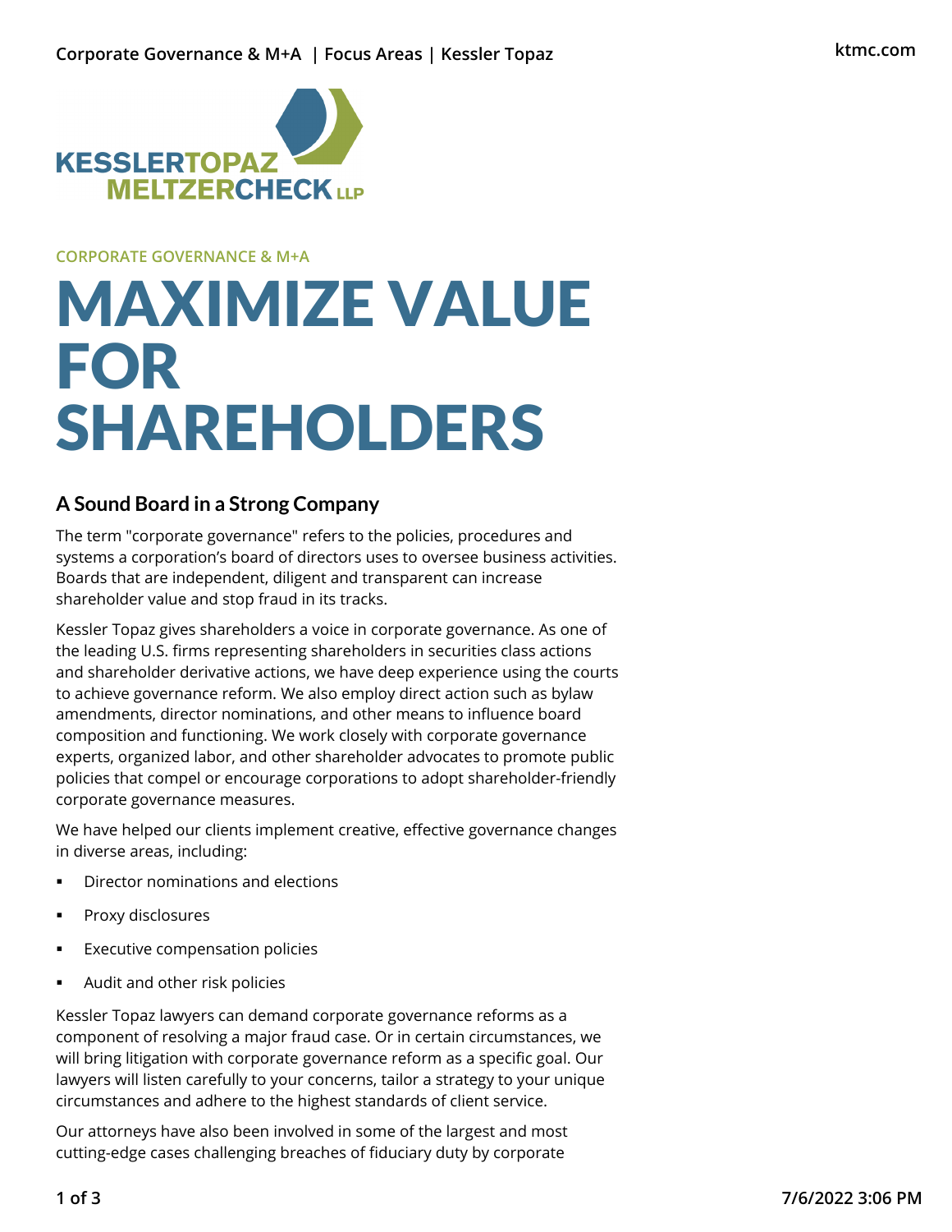CORPORATE GOVERNANCE & M+A

# MAXIMIZE VALUE FOR SHAREHOLDERS

### A Sound Board in a Strong Company

The term "corporate governance" refers to the policies, procedures and systems a corporation's board of directors uses to oversee business activities. Boards that are independent, diligent and transparent can increase shareholder value and stop fraud in its tracks.

Kessler Topaz gives shareholders a voice in corporate governance. As one of the leading U.S. firms representing shareholders in securities class actions and shareholder derivative actions, we have deep experience using the courts to achieve governance reform. We also employ direct action such as bylaw amendments, director nominations, and other means to influence board composition and functioning. We work closely with corporate governance experts, organized labor, and other shareholder advocates to promote public policies that compel or encourage corporations to adopt shareholder-friendly corporate governance measures.

We have helped our clients implement creative, effective governance changes in diverse areas, including:

- Director nominations and elections
- Proxy disclosures
- Executive compensation policies
- Audit and other risk policies

Kessler Topaz lawyers can demand corporate governance reforms as a component of resolving a major fraud case. Or in certain circumstances, we will bring litigation with corporate governance reform as a specific goal. Our lawyers will listen carefully to your concerns, tailor a strategy to your unique circumstances and adhere to the highest standards of client service.

Our attorneys have also been involved in some of the largest and most cutting-edge cases challenging breaches of fiduciary duty by corporate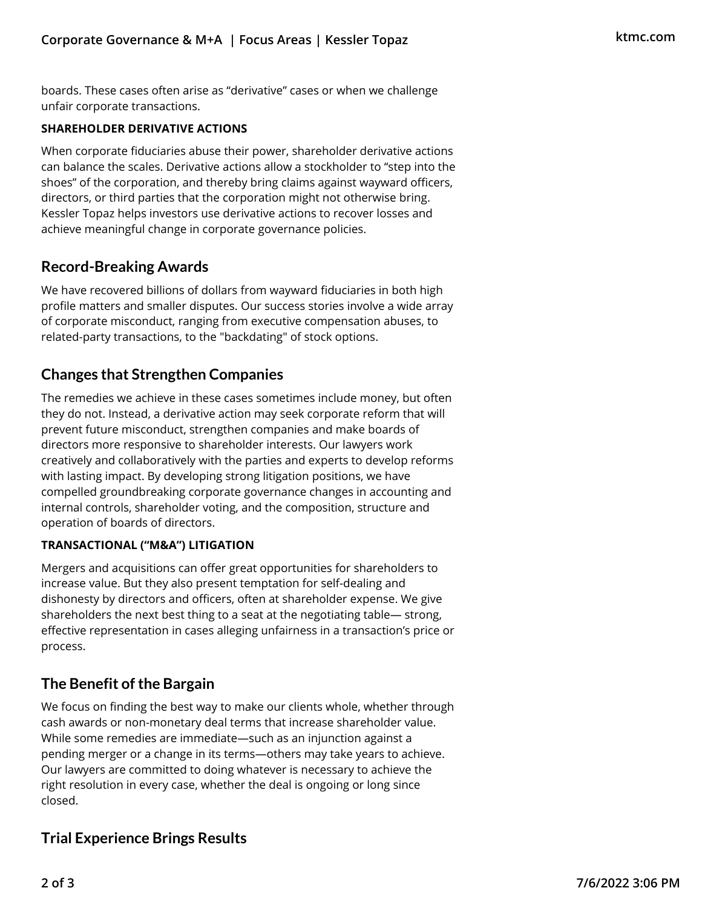boards. These cases often arise as “derivative” cases or when we challenge unfair corporate transactions.

### SHAREHOLDER DERIVATIVE ACTIONS

When corporate fiduciaries abuse their power, shareholder derivative actions can balance the scales. Derivative actions allow a stockholder to “step into the shoes” of the corporation, and thereby bring claims against wayward officers, directors, or third parties that the corporation might not otherwise bring. Kessler Topaz helps investors use derivative actions to recover losses and achieve meaningful change in corporate governance policies.

## Record-Breaking Awards

We have recovered billions of dollars from wayward fiduciaries in both high profile matters and smaller disputes. Our success stories involve a wide array of corporate misconduct, ranging from executive compensation abuses, to related-party transactions, to the "backdating" of stock options.

## Changes that Strengthen Companies

The remedies we achieve in these cases sometimes include money, but often they do not. Instead, a derivative action may seek corporate reform that will prevent future misconduct, strengthen companies and make boards of directors more responsive to shareholder interests. Our lawyers work creatively and collaboratively with the parties and experts to develop reforms with lasting impact. By developing strong litigation positions, we have compelled groundbreaking corporate governance changes in accounting and internal controls, shareholder voting, and the composition, structure and operation of boards of directors.

### TRANSACTIONAL (“M&A”) LITIGATION

Mergers and acquisitions can offer great opportunities for shareholders to increase value. But they also present temptation for self-dealing and dishonesty by directors and officers, often at shareholder expense. We give shareholders the next best thing to a seat at the negotiating table— strong, effective representation in cases alleging unfairness in a transaction’s price or process.

## The Benefit of the Bargain

We focus on finding the best way to make our clients whole, whether through cash awards or non-monetary deal terms that increase shareholder value. While some remedies are immediate—such as an injunction against a pending merger or a change in its terms—others may take years to achieve. Our lawyers are committed to doing whatever is necessary to achieve the right resolution in every case, whether the deal is ongoing or long since closed.

## Trial Experience Brings Results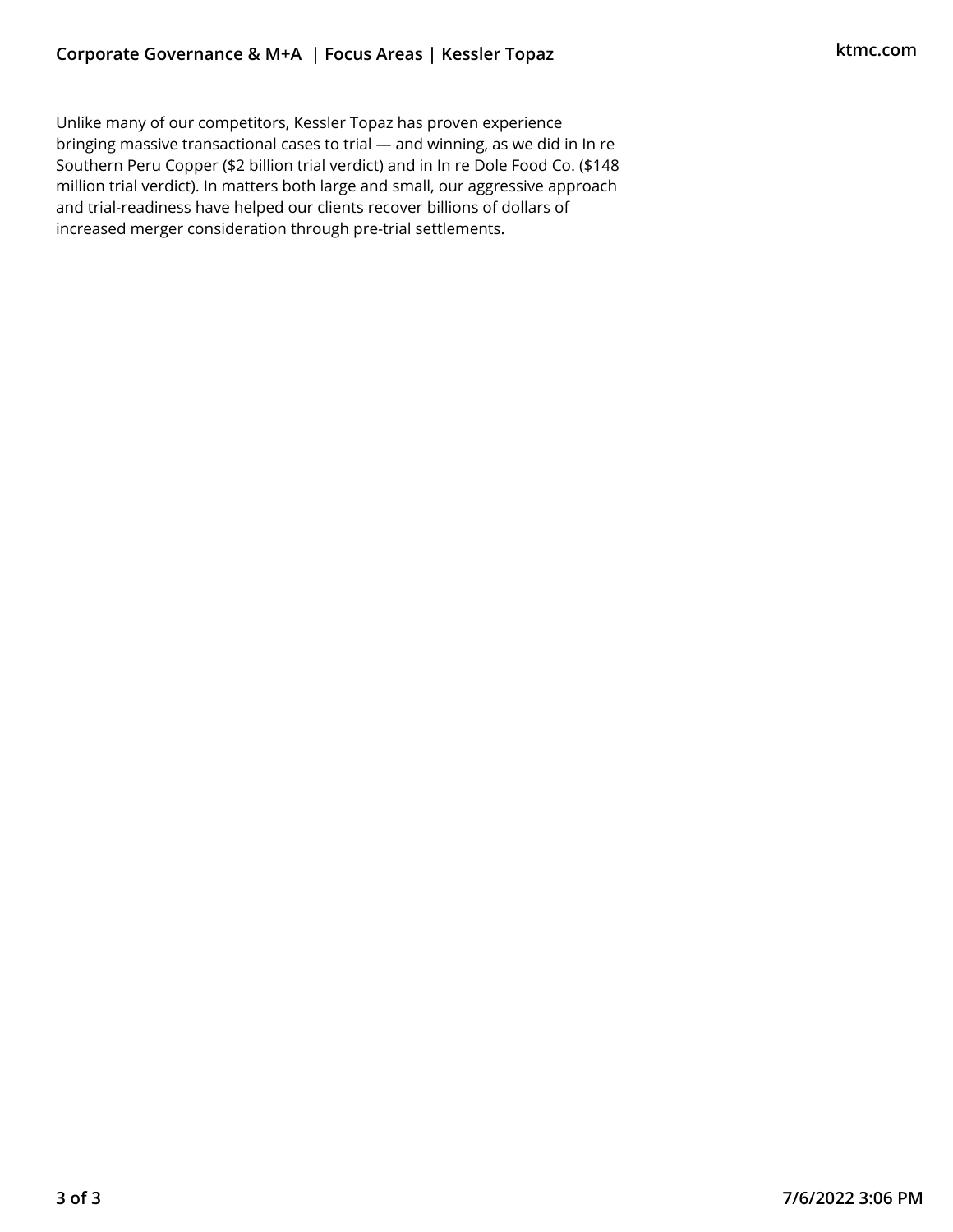Unlike many of our competitors, Kessler Topaz has proven experience bringing massive transactional cases to trial — and winning, as we did in In re Southern Peru Copper ($2 billion trial verdict) and in In re Dole Food Co. ($148 million trial verdict). In matters both large and small, our aggressive approach and trial-readiness have helped our clients recover billions of dollars of increased merger consideration through pre-trial settlements.